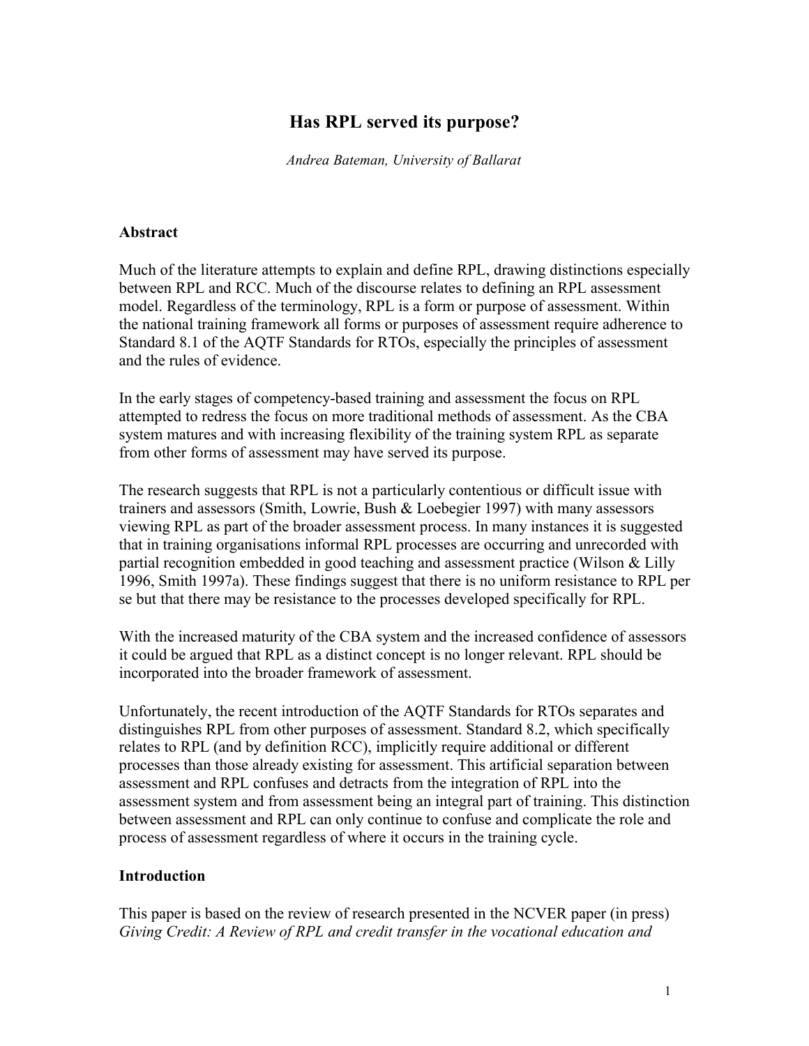# Has RPL served its purpose?

*Andrea Bateman, University of Ballarat*

## Abstract

Much of the literature attempts to explain and define RPL, drawing distinctions especially between RPL and RCC. Much of the discourse relates to defining an RPL assessment model. Regardless of the terminology, RPL is a form or purpose of assessment. Within the national training framework all forms or purposes of assessment require adherence to Standard 8.1 of the AQTF Standards for RTOs, especially the principles of assessment and the rules of evidence.

In the early stages of competency-based training and assessment the focus on RPL attempted to redress the focus on more traditional methods of assessment. As the CBA system matures and with increasing flexibility of the training system RPL as separate from other forms of assessment may have served its purpose.

The research suggests that RPL is not a particularly contentious or difficult issue with trainers and assessors (Smith, Lowrie, Bush & Loebegier 1997) with many assessors viewing RPL as part of the broader assessment process. In many instances it is suggested that in training organisations informal RPL processes are occurring and unrecorded with partial recognition embedded in good teaching and assessment practice (Wilson & Lilly 1996, Smith 1997a). These findings suggest that there is no uniform resistance to RPL per se but that there may be resistance to the processes developed specifically for RPL.

With the increased maturity of the CBA system and the increased confidence of assessors it could be argued that RPL as a distinct concept is no longer relevant. RPL should be incorporated into the broader framework of assessment.

Unfortunately, the recent introduction of the AQTF Standards for RTOs separates and distinguishes RPL from other purposes of assessment. Standard 8.2, which specifically relates to RPL (and by definition RCC), implicitly require additional or different processes than those already existing for assessment. This artificial separation between assessment and RPL confuses and detracts from the integration of RPL into the assessment system and from assessment being an integral part of training. This distinction between assessment and RPL can only continue to confuse and complicate the role and process of assessment regardless of where it occurs in the training cycle.

## Introduction

This paper is based on the review of research presented in the NCVER paper (in press) *Giving Credit: A Review of RPL and credit transfer in the vocational education and*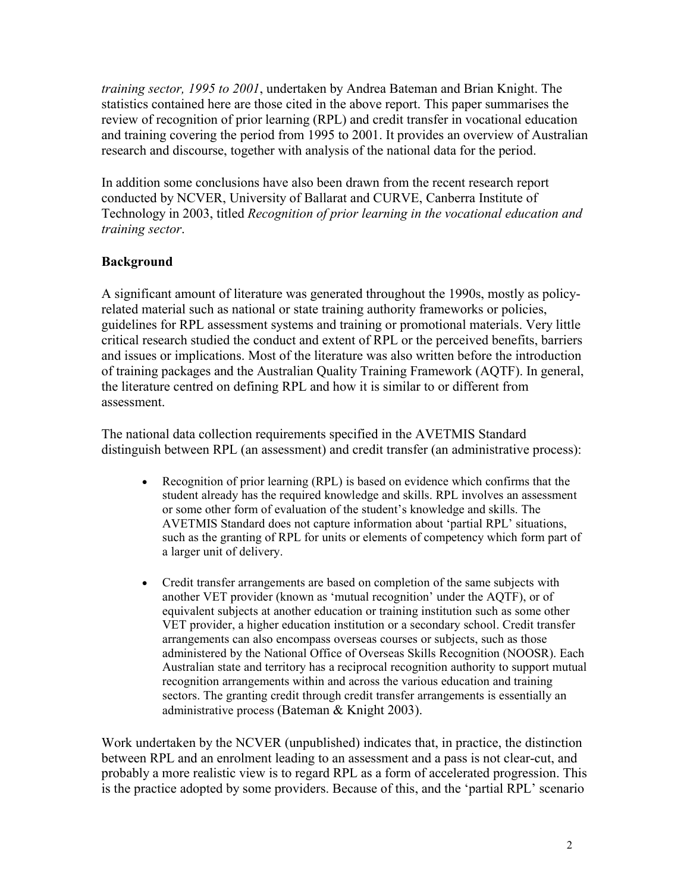*training sector, 1995 to 2001*, undertaken by Andrea Bateman and Brian Knight. The statistics contained here are those cited in the above report. This paper summarises the review of recognition of prior learning (RPL) and credit transfer in vocational education and training covering the period from 1995 to 2001. It provides an overview of Australian research and discourse, together with analysis of the national data for the period.

In addition some conclusions have also been drawn from the recent research report conducted by NCVER, University of Ballarat and CURVE, Canberra Institute of Technology in 2003, titled *Recognition of prior learning in the vocational education and training sector*.

## Background

A significant amount of literature was generated throughout the 1990s, mostly as policy-related material such as national or state training authority frameworks or policies, guidelines for RPL assessment systems and training or promotional materials. Very little critical research studied the conduct and extent of RPL or the perceived benefits, barriers and issues or implications. Most of the literature was also written before the introduction of training packages and the Australian Quality Training Framework (AQTF). In general, the literature centred on defining RPL and how it is similar to or different from assessment.

The national data collection requirements specified in the AVETMIS Standard distinguish between RPL (an assessment) and credit transfer (an administrative process):

- Recognition of prior learning (RPL) is based on evidence which confirms that the student already has the required knowledge and skills. RPL involves an assessment or some other form of evaluation of the student's knowledge and skills. The AVETMIS Standard does not capture information about 'partial RPL' situations, such as the granting of RPL for units or elements of competency which form part of a larger unit of delivery.

- Credit transfer arrangements are based on completion of the same subjects with another VET provider (known as 'mutual recognition' under the AQTF), or of equivalent subjects at another education or training institution such as some other VET provider, a higher education institution or a secondary school. Credit transfer arrangements can also encompass overseas courses or subjects, such as those administered by the National Office of Overseas Skills Recognition (NOOSR). Each Australian state and territory has a reciprocal recognition authority to support mutual recognition arrangements within and across the various education and training sectors. The granting credit through credit transfer arrangements is essentially an administrative process (Bateman & Knight 2003).

Work undertaken by the NCVER (unpublished) indicates that, in practice, the distinction between RPL and an enrolment leading to an assessment and a pass is not clear-cut, and probably a more realistic view is to regard RPL as a form of accelerated progression. This is the practice adopted by some providers. Because of this, and the 'partial RPL' scenario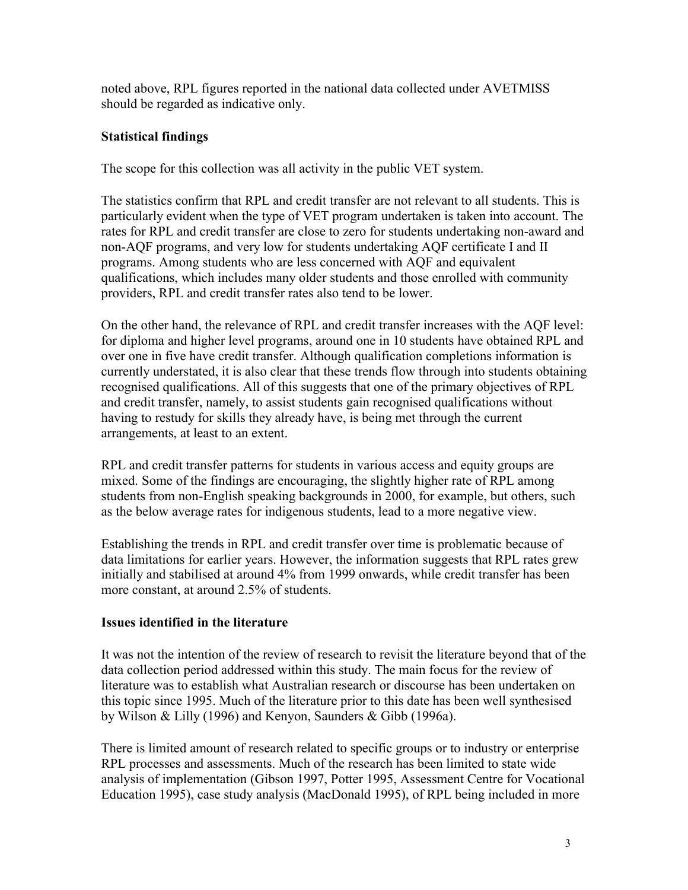noted above, RPL figures reported in the national data collected under AVETMISS should be regarded as indicative only.

### Statistical findings

The scope for this collection was all activity in the public VET system.

The statistics confirm that RPL and credit transfer are not relevant to all students. This is particularly evident when the type of VET program undertaken is taken into account. The rates for RPL and credit transfer are close to zero for students undertaking non-award and non-AQF programs, and very low for students undertaking AQF certificate I and II programs. Among students who are less concerned with AQF and equivalent qualifications, which includes many older students and those enrolled with community providers, RPL and credit transfer rates also tend to be lower.

On the other hand, the relevance of RPL and credit transfer increases with the AQF level: for diploma and higher level programs, around one in 10 students have obtained RPL and over one in five have credit transfer. Although qualification completions information is currently understated, it is also clear that these trends flow through into students obtaining recognised qualifications. All of this suggests that one of the primary objectives of RPL and credit transfer, namely, to assist students gain recognised qualifications without having to restudy for skills they already have, is being met through the current arrangements, at least to an extent.

RPL and credit transfer patterns for students in various access and equity groups are mixed. Some of the findings are encouraging, the slightly higher rate of RPL among students from non-English speaking backgrounds in 2000, for example, but others, such as the below average rates for indigenous students, lead to a more negative view.

Establishing the trends in RPL and credit transfer over time is problematic because of data limitations for earlier years. However, the information suggests that RPL rates grew initially and stabilised at around 4% from 1999 onwards, while credit transfer has been more constant, at around 2.5% of students.

### Issues identified in the literature

It was not the intention of the review of research to revisit the literature beyond that of the data collection period addressed within this study. The main focus for the review of literature was to establish what Australian research or discourse has been undertaken on this topic since 1995. Much of the literature prior to this date has been well synthesised by Wilson & Lilly (1996) and Kenyon, Saunders & Gibb (1996a).

There is limited amount of research related to specific groups or to industry or enterprise RPL processes and assessments. Much of the research has been limited to state wide analysis of implementation (Gibson 1997, Potter 1995, Assessment Centre for Vocational Education 1995), case study analysis (MacDonald 1995), of RPL being included in more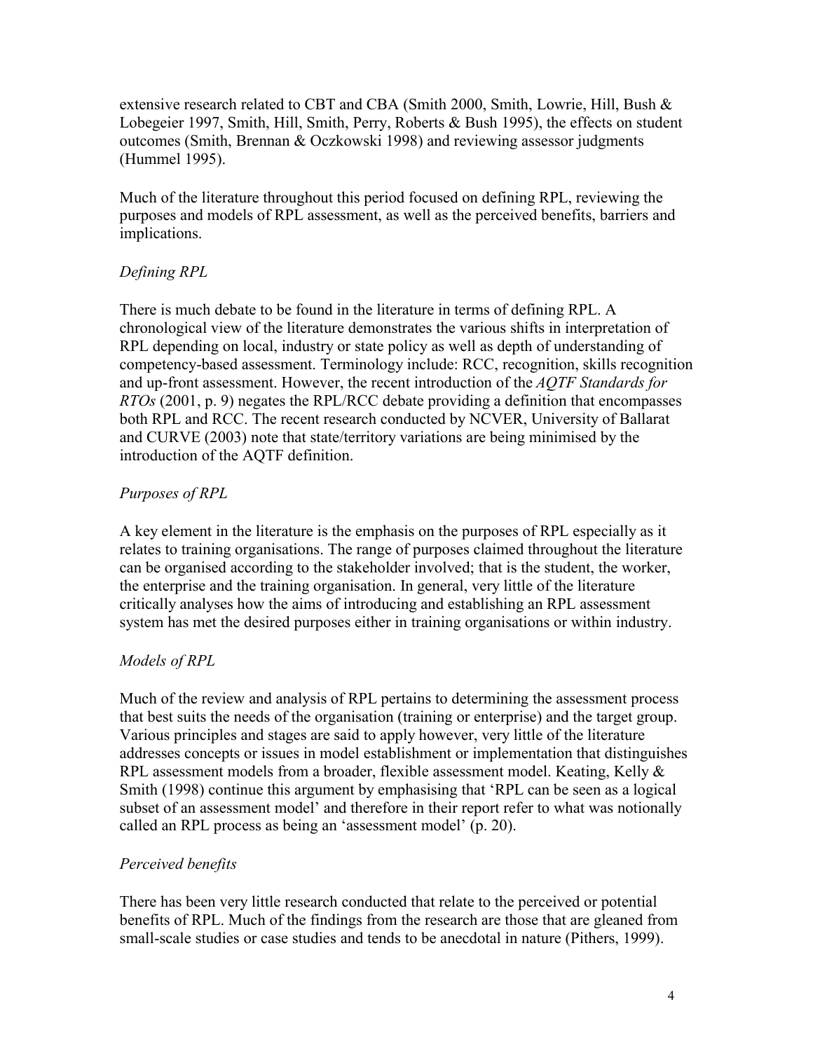extensive research related to CBT and CBA (Smith 2000, Smith, Lowrie, Hill, Bush & Lobegeier 1997, Smith, Hill, Smith, Perry, Roberts & Bush 1995), the effects on student outcomes (Smith, Brennan & Oczkowski 1998) and reviewing assessor judgments (Hummel 1995).

Much of the literature throughout this period focused on defining RPL, reviewing the purposes and models of RPL assessment, as well as the perceived benefits, barriers and implications.

*Defining RPL*

There is much debate to be found in the literature in terms of defining RPL. A chronological view of the literature demonstrates the various shifts in interpretation of RPL depending on local, industry or state policy as well as depth of understanding of competency-based assessment. Terminology include: RCC, recognition, skills recognition and up-front assessment. However, the recent introduction of the *AQTF Standards for RTOs* (2001, p. 9) negates the RPL/RCC debate providing a definition that encompasses both RPL and RCC. The recent research conducted by NCVER, University of Ballarat and CURVE (2003) note that state/territory variations are being minimised by the introduction of the AQTF definition.

*Purposes of RPL*

A key element in the literature is the emphasis on the purposes of RPL especially as it relates to training organisations. The range of purposes claimed throughout the literature can be organised according to the stakeholder involved; that is the student, the worker, the enterprise and the training organisation. In general, very little of the literature critically analyses how the aims of introducing and establishing an RPL assessment system has met the desired purposes either in training organisations or within industry.

*Models of RPL*

Much of the review and analysis of RPL pertains to determining the assessment process that best suits the needs of the organisation (training or enterprise) and the target group. Various principles and stages are said to apply however, very little of the literature addresses concepts or issues in model establishment or implementation that distinguishes RPL assessment models from a broader, flexible assessment model. Keating, Kelly & Smith (1998) continue this argument by emphasising that 'RPL can be seen as a logical subset of an assessment model' and therefore in their report refer to what was notionally called an RPL process as being an 'assessment model' (p. 20).

*Perceived benefits*

There has been very little research conducted that relate to the perceived or potential benefits of RPL. Much of the findings from the research are those that are gleaned from small-scale studies or case studies and tends to be anecdotal in nature (Pithers, 1999).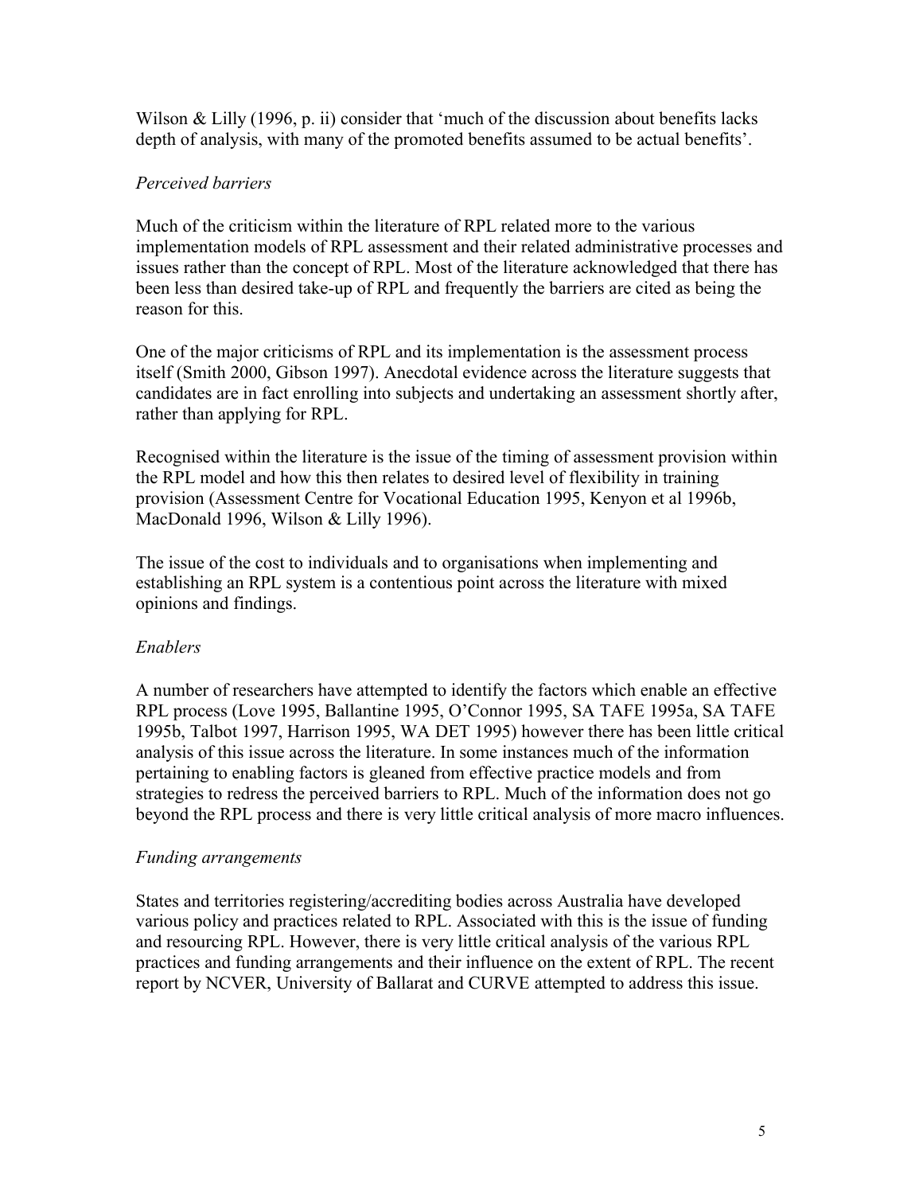Wilson & Lilly (1996, p. ii) consider that 'much of the discussion about benefits lacks depth of analysis, with many of the promoted benefits assumed to be actual benefits'.

*Perceived barriers*

Much of the criticism within the literature of RPL related more to the various implementation models of RPL assessment and their related administrative processes and issues rather than the concept of RPL. Most of the literature acknowledged that there has been less than desired take-up of RPL and frequently the barriers are cited as being the reason for this.

One of the major criticisms of RPL and its implementation is the assessment process itself (Smith 2000, Gibson 1997). Anecdotal evidence across the literature suggests that candidates are in fact enrolling into subjects and undertaking an assessment shortly after, rather than applying for RPL.

Recognised within the literature is the issue of the timing of assessment provision within the RPL model and how this then relates to desired level of flexibility in training provision (Assessment Centre for Vocational Education 1995, Kenyon et al 1996b, MacDonald 1996, Wilson & Lilly 1996).

The issue of the cost to individuals and to organisations when implementing and establishing an RPL system is a contentious point across the literature with mixed opinions and findings.

*Enablers*

A number of researchers have attempted to identify the factors which enable an effective RPL process (Love 1995, Ballantine 1995, O'Connor 1995, SA TAFE 1995a, SA TAFE 1995b, Talbot 1997, Harrison 1995, WA DET 1995) however there has been little critical analysis of this issue across the literature. In some instances much of the information pertaining to enabling factors is gleaned from effective practice models and from strategies to redress the perceived barriers to RPL. Much of the information does not go beyond the RPL process and there is very little critical analysis of more macro influences.

*Funding arrangements*

States and territories registering/accrediting bodies across Australia have developed various policy and practices related to RPL. Associated with this is the issue of funding and resourcing RPL. However, there is very little critical analysis of the various RPL practices and funding arrangements and their influence on the extent of RPL. The recent report by NCVER, University of Ballarat and CURVE attempted to address this issue.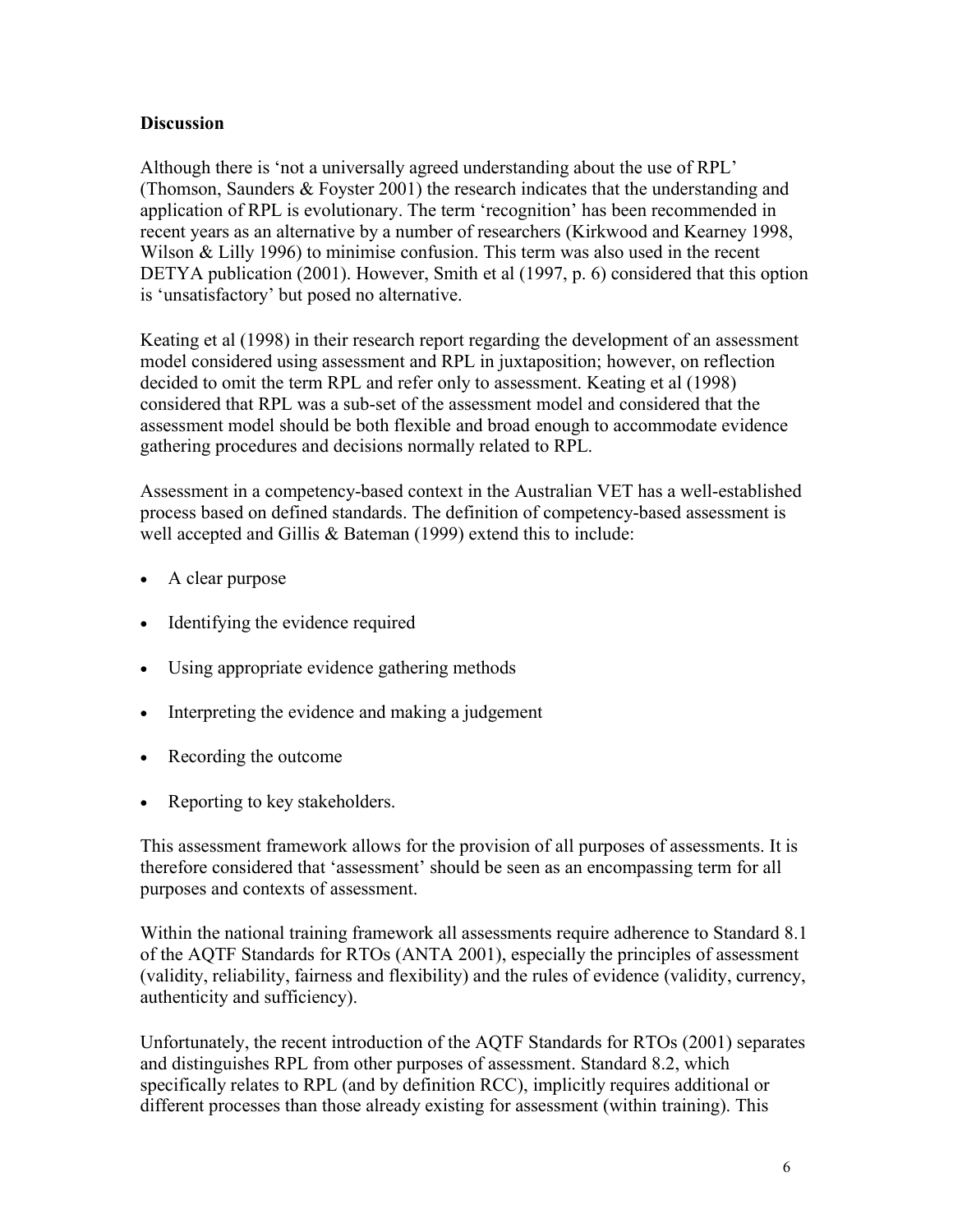**Discussion**

Although there is 'not a universally agreed understanding about the use of RPL' (Thomson, Saunders & Foyster 2001) the research indicates that the understanding and application of RPL is evolutionary. The term 'recognition' has been recommended in recent years as an alternative by a number of researchers (Kirkwood and Kearney 1998, Wilson & Lilly 1996) to minimise confusion. This term was also used in the recent DETYA publication (2001). However, Smith et al (1997, p. 6) considered that this option is 'unsatisfactory' but posed no alternative.

Keating et al (1998) in their research report regarding the development of an assessment model considered using assessment and RPL in juxtaposition; however, on reflection decided to omit the term RPL and refer only to assessment. Keating et al (1998) considered that RPL was a sub-set of the assessment model and considered that the assessment model should be both flexible and broad enough to accommodate evidence gathering procedures and decisions normally related to RPL.

Assessment in a competency-based context in the Australian VET has a well-established process based on defined standards. The definition of competency-based assessment is well accepted and Gillis & Bateman (1999) extend this to include:

- A clear purpose
- Identifying the evidence required
- Using appropriate evidence gathering methods
- Interpreting the evidence and making a judgement
- Recording the outcome
- Reporting to key stakeholders.

This assessment framework allows for the provision of all purposes of assessments. It is therefore considered that 'assessment' should be seen as an encompassing term for all purposes and contexts of assessment.

Within the national training framework all assessments require adherence to Standard 8.1 of the AQTF Standards for RTOs (ANTA 2001), especially the principles of assessment (validity, reliability, fairness and flexibility) and the rules of evidence (validity, currency, authenticity and sufficiency).

Unfortunately, the recent introduction of the AQTF Standards for RTOs (2001) separates and distinguishes RPL from other purposes of assessment. Standard 8.2, which specifically relates to RPL (and by definition RCC), implicitly requires additional or different processes than those already existing for assessment (within training). This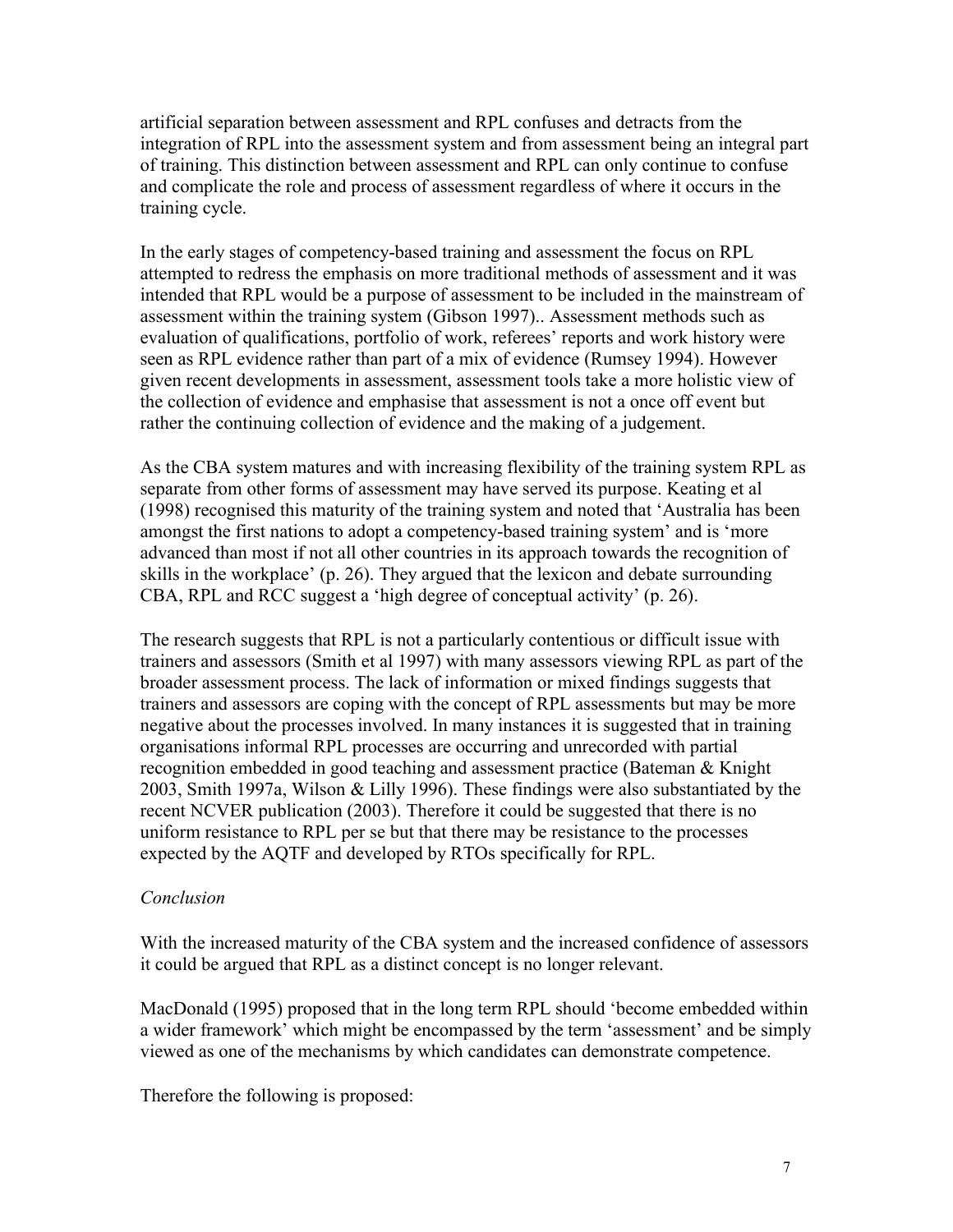artificial separation between assessment and RPL confuses and detracts from the integration of RPL into the assessment system and from assessment being an integral part of training. This distinction between assessment and RPL can only continue to confuse and complicate the role and process of assessment regardless of where it occurs in the training cycle.

In the early stages of competency-based training and assessment the focus on RPL attempted to redress the emphasis on more traditional methods of assessment and it was intended that RPL would be a purpose of assessment to be included in the mainstream of assessment within the training system (Gibson 1997).. Assessment methods such as evaluation of qualifications, portfolio of work, referees' reports and work history were seen as RPL evidence rather than part of a mix of evidence (Rumsey 1994). However given recent developments in assessment, assessment tools take a more holistic view of the collection of evidence and emphasise that assessment is not a once off event but rather the continuing collection of evidence and the making of a judgement.

As the CBA system matures and with increasing flexibility of the training system RPL as separate from other forms of assessment may have served its purpose. Keating et al (1998) recognised this maturity of the training system and noted that 'Australia has been amongst the first nations to adopt a competency-based training system' and is 'more advanced than most if not all other countries in its approach towards the recognition of skills in the workplace' (p. 26). They argued that the lexicon and debate surrounding CBA, RPL and RCC suggest a 'high degree of conceptual activity' (p. 26).

The research suggests that RPL is not a particularly contentious or difficult issue with trainers and assessors (Smith et al 1997) with many assessors viewing RPL as part of the broader assessment process. The lack of information or mixed findings suggests that trainers and assessors are coping with the concept of RPL assessments but may be more negative about the processes involved. In many instances it is suggested that in training organisations informal RPL processes are occurring and unrecorded with partial recognition embedded in good teaching and assessment practice (Bateman & Knight 2003, Smith 1997a, Wilson & Lilly 1996). These findings were also substantiated by the recent NCVER publication (2003). Therefore it could be suggested that there is no uniform resistance to RPL per se but that there may be resistance to the processes expected by the AQTF and developed by RTOs specifically for RPL.

*Conclusion*

With the increased maturity of the CBA system and the increased confidence of assessors it could be argued that RPL as a distinct concept is no longer relevant.

MacDonald (1995) proposed that in the long term RPL should 'become embedded within a wider framework' which might be encompassed by the term 'assessment' and be simply viewed as one of the mechanisms by which candidates can demonstrate competence.

Therefore the following is proposed: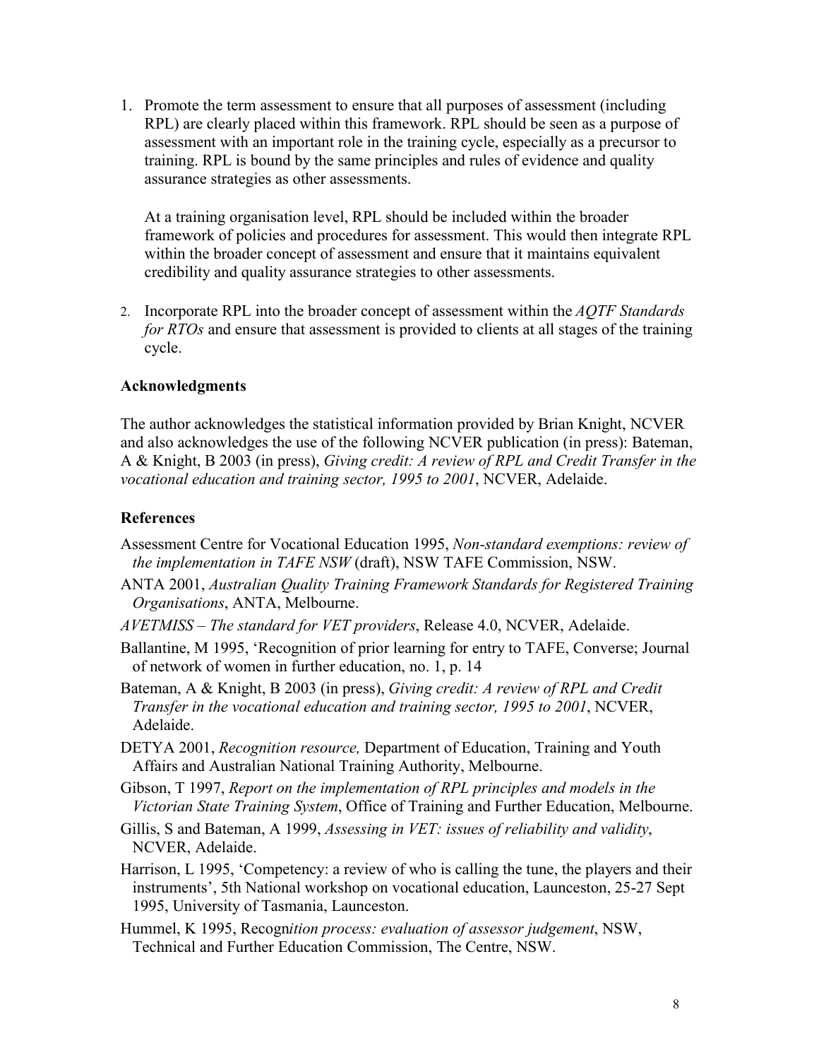1. Promote the term assessment to ensure that all purposes of assessment (including RPL) are clearly placed within this framework. RPL should be seen as a purpose of assessment with an important role in the training cycle, especially as a precursor to training. RPL is bound by the same principles and rules of evidence and quality assurance strategies as other assessments.

   At a training organisation level, RPL should be included within the broader framework of policies and procedures for assessment. This would then integrate RPL within the broader concept of assessment and ensure that it maintains equivalent credibility and quality assurance strategies to other assessments.

2. Incorporate RPL into the broader concept of assessment within the *AQTF Standards for RTOs* and ensure that assessment is provided to clients at all stages of the training cycle.

### Acknowledgments

The author acknowledges the statistical information provided by Brian Knight, NCVER and also acknowledges the use of the following NCVER publication (in press): Bateman, A & Knight, B 2003 (in press), *Giving credit: A review of RPL and Credit Transfer in the vocational education and training sector, 1995 to 2001*, NCVER, Adelaide.

### References

Assessment Centre for Vocational Education 1995, *Non-standard exemptions: review of the implementation in TAFE NSW* (draft), NSW TAFE Commission, NSW.

ANTA 2001, *Australian Quality Training Framework Standards for Registered Training Organisations*, ANTA, Melbourne.

*AVETMISS – The standard for VET providers*, Release 4.0, NCVER, Adelaide.

Ballantine, M 1995, 'Recognition of prior learning for entry to TAFE, Converse; Journal of network of women in further education, no. 1, p. 14

Bateman, A & Knight, B 2003 (in press), *Giving credit: A review of RPL and Credit Transfer in the vocational education and training sector, 1995 to 2001*, NCVER, Adelaide.

DETYA 2001, *Recognition resource,* Department of Education, Training and Youth Affairs and Australian National Training Authority, Melbourne.

Gibson, T 1997, *Report on the implementation of RPL principles and models in the Victorian State Training System*, Office of Training and Further Education, Melbourne.

Gillis, S and Bateman, A 1999, *Assessing in VET: issues of reliability and validity*, NCVER, Adelaide.

Harrison, L 1995, 'Competency: a review of who is calling the tune, the players and their instruments', 5th National workshop on vocational education, Launceston, 25-27 Sept 1995, University of Tasmania, Launceston.

Hummel, K 1995, Recogn*ition process: evaluation of assessor judgement*, NSW, Technical and Further Education Commission, The Centre, NSW.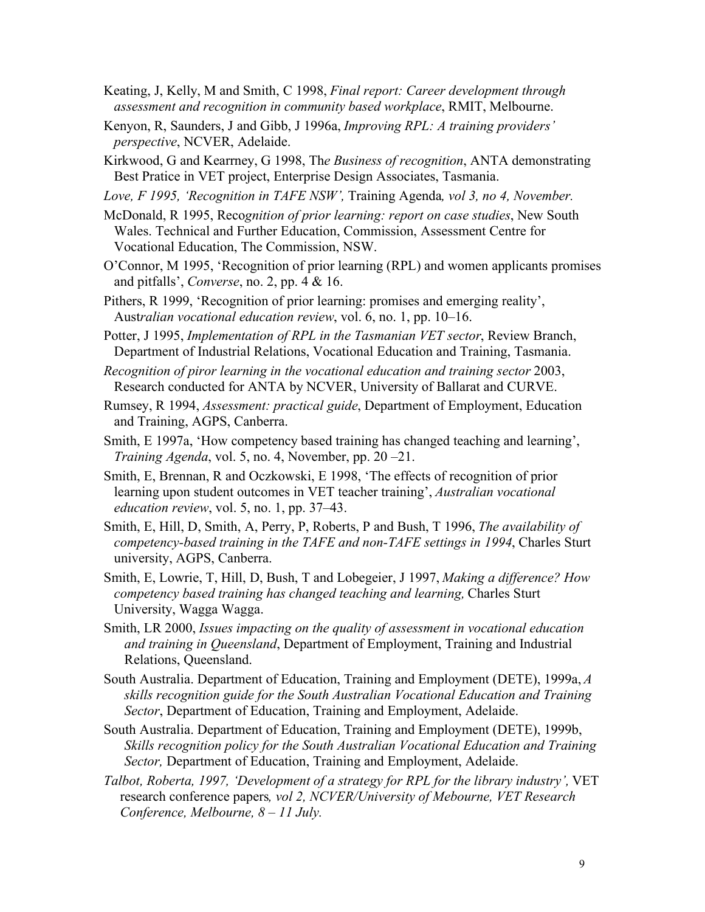Keating, J, Kelly, M and Smith, C 1998, *Final report: Career development through assessment and recognition in community based workplace*, RMIT, Melbourne.

Kenyon, R, Saunders, J and Gibb, J 1996a, *Improving RPL: A training providers' perspective*, NCVER, Adelaide.

Kirkwood, G and Kearrney, G 1998, Th*e Business of recognition*, ANTA demonstrating Best Pratice in VET project, Enterprise Design Associates, Tasmania.

*Love, F 1995, 'Recognition in TAFE NSW',* Training Agenda*, vol 3, no 4, November.*

McDonald, R 1995, Reco*gnition of prior learning: report on case studies*, New South Wales. Technical and Further Education, Commission, Assessment Centre for Vocational Education, The Commission, NSW.

O'Connor, M 1995, 'Recognition of prior learning (RPL) and women applicants promises and pitfalls', *Converse*, no. 2, pp. 4 & 16.

Pithers, R 1999, 'Recognition of prior learning: promises and emerging reality', Aust*ralian vocational education review*, vol. 6, no. 1, pp. 10–16.

Potter, J 1995, *Implementation of RPL in the Tasmanian VET sector*, Review Branch, Department of Industrial Relations, Vocational Education and Training, Tasmania.

*Recognition of piror learning in the vocational education and training sector* 2003, Research conducted for ANTA by NCVER, University of Ballarat and CURVE.

Rumsey, R 1994, *Assessment: practical guide*, Department of Employment, Education and Training, AGPS, Canberra.

Smith, E 1997a, 'How competency based training has changed teaching and learning', *Training Agenda*, vol. 5, no. 4, November, pp. 20 –21.

Smith, E, Brennan, R and Oczkowski, E 1998, 'The effects of recognition of prior learning upon student outcomes in VET teacher training', *Australian vocational education review*, vol. 5, no. 1, pp. 37–43.

Smith, E, Hill, D, Smith, A, Perry, P, Roberts, P and Bush, T 1996, *The availability of competency-based training in the TAFE and non-TAFE settings in 1994*, Charles Sturt university, AGPS, Canberra.

Smith, E, Lowrie, T, Hill, D, Bush, T and Lobegeier, J 1997, *Making a difference? How competency based training has changed teaching and learning,* Charles Sturt University, Wagga Wagga.

Smith, LR 2000, *Issues impacting on the quality of assessment in vocational education and training in Queensland*, Department of Employment, Training and Industrial Relations, Queensland.

South Australia. Department of Education, Training and Employment (DETE), 1999a, *A skills recognition guide for the South Australian Vocational Education and Training Sector*, Department of Education, Training and Employment, Adelaide.

South Australia. Department of Education, Training and Employment (DETE), 1999b, *Skills recognition policy for the South Australian Vocational Education and Training Sector,* Department of Education, Training and Employment, Adelaide.

*Talbot, Roberta, 1997, 'Development of a strategy for RPL for the library industry',* VET research conference papers*, vol 2, NCVER/University of Mebourne, VET Research Conference, Melbourne, 8 – 11 July.*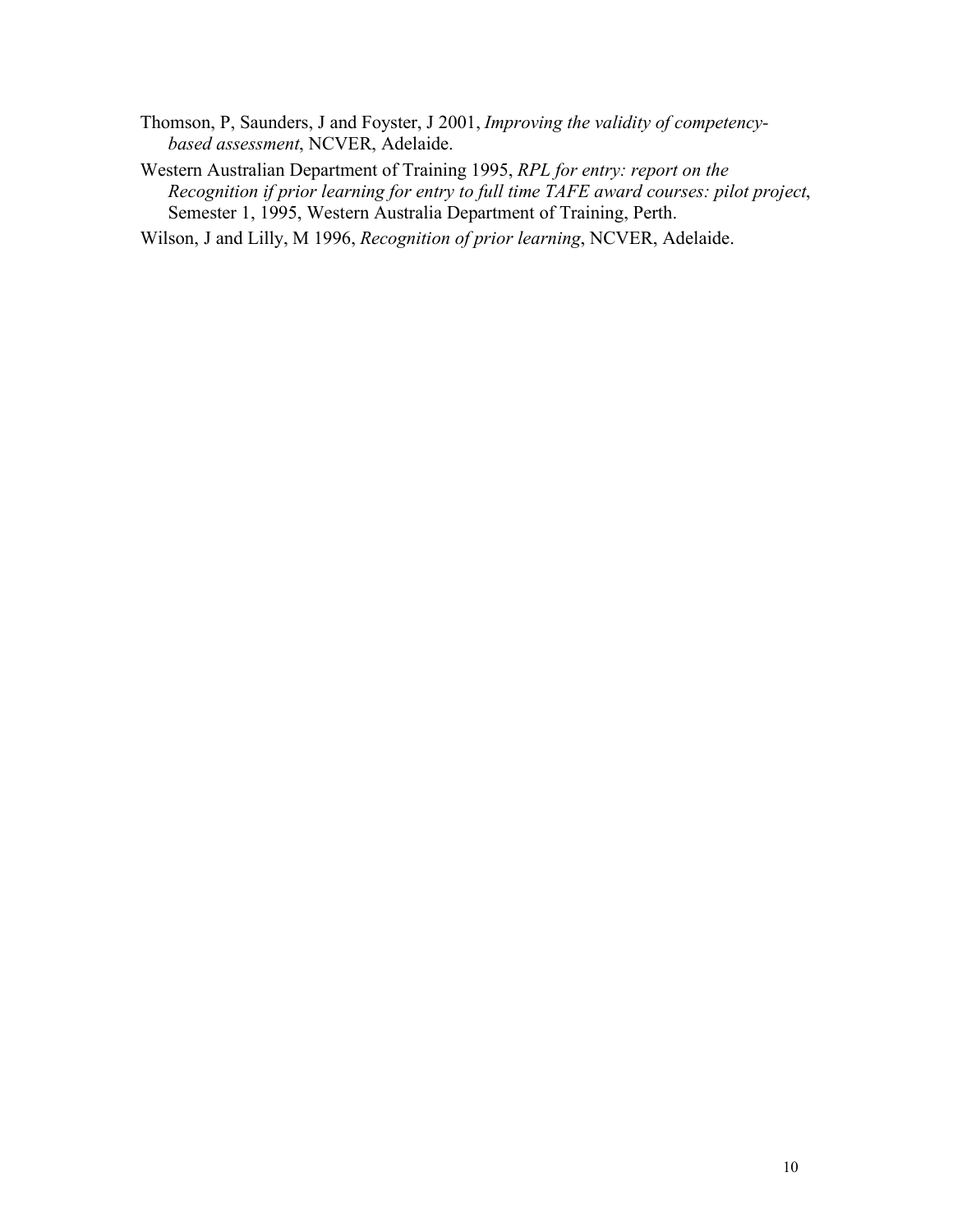Thomson, P, Saunders, J and Foyster, J 2001, *Improving the validity of competency-based assessment*, NCVER, Adelaide.

Western Australian Department of Training 1995, *RPL for entry: report on the Recognition if prior learning for entry to full time TAFE award courses: pilot project*, Semester 1, 1995, Western Australia Department of Training, Perth.

Wilson, J and Lilly, M 1996, *Recognition of prior learning*, NCVER, Adelaide.